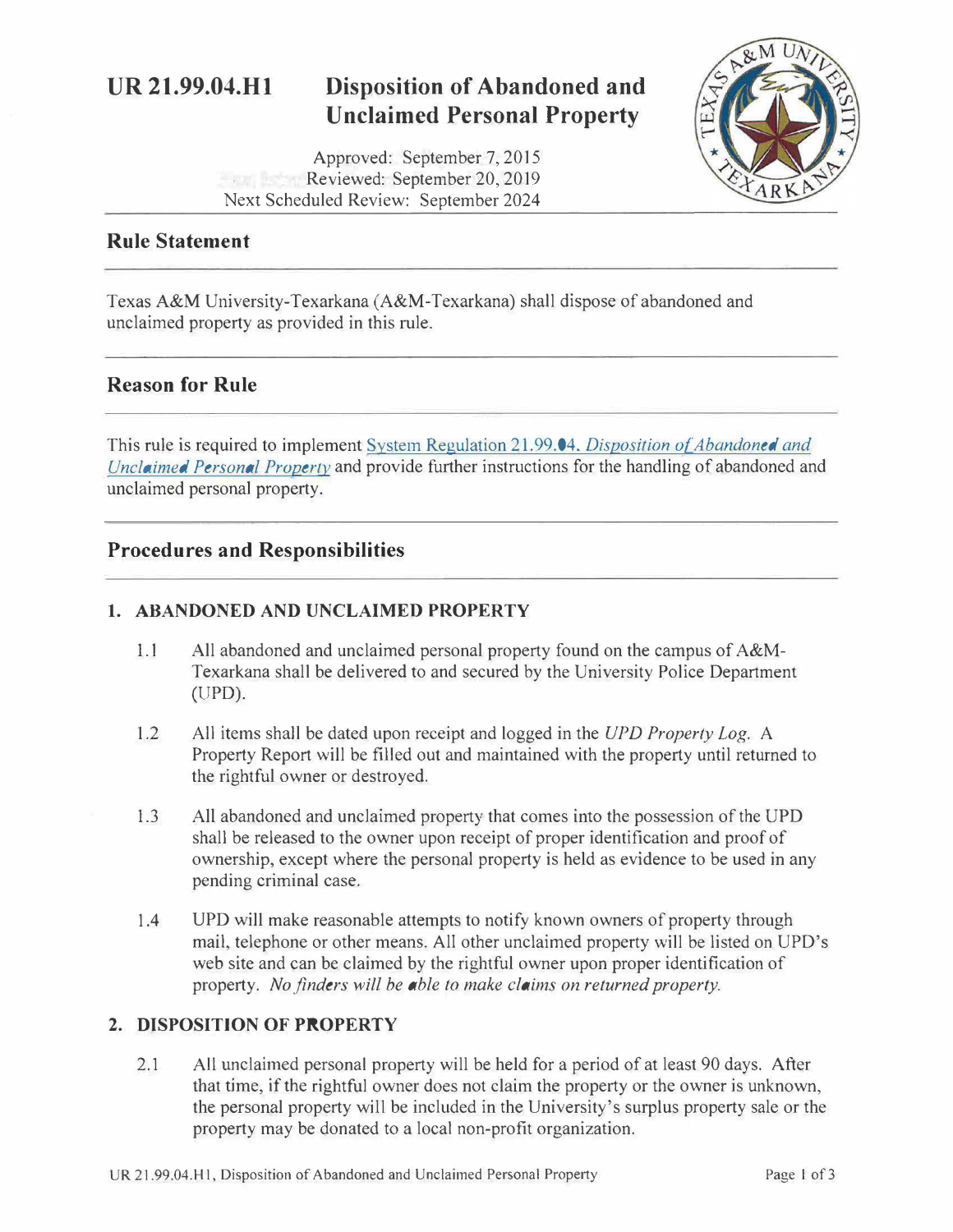# UR 21.99.04.H1 Disposition of Abandoned and Unclaimed Personal Property

Approved: September 7, 2015
Reviewed: September 20, 2019
Next Scheduled Review: September 2024

## Rule Statement

Texas A&M University-Texarkana (A&M-Texarkana) shall dispose of abandoned and unclaimed property as provided in this rule.

## Reason for Rule

This rule is required to implement System Regulation 21.99.04, *Disposition of Abandoned and Unclaimed Personal Property* and provide further instructions for the handling of abandoned and unclaimed personal property.

## Procedures and Responsibilities

### 1. ABANDONED AND UNCLAIMED PROPERTY

1.1 All abandoned and unclaimed personal property found on the campus of A&M-Texarkana shall be delivered to and secured by the University Police Department (UPD).

1.2 All items shall be dated upon receipt and logged in the *UPD Property Log*. A Property Report will be filled out and maintained with the property until returned to the rightful owner or destroyed.

1.3 All abandoned and unclaimed property that comes into the possession of the UPD shall be released to the owner upon receipt of proper identification and proof of ownership, except where the personal property is held as evidence to be used in any pending criminal case.

1.4 UPD will make reasonable attempts to notify known owners of property through mail, telephone or other means. All other unclaimed property will be listed on UPD's web site and can be claimed by the rightful owner upon proper identification of property. *No finders will be able to make claims on returned property.*

### 2. DISPOSITION OF PROPERTY

2.1 All unclaimed personal property will be held for a period of at least 90 days. After that time, if the rightful owner does not claim the property or the owner is unknown, the personal property will be included in the University's surplus property sale or the property may be donated to a local non-profit organization.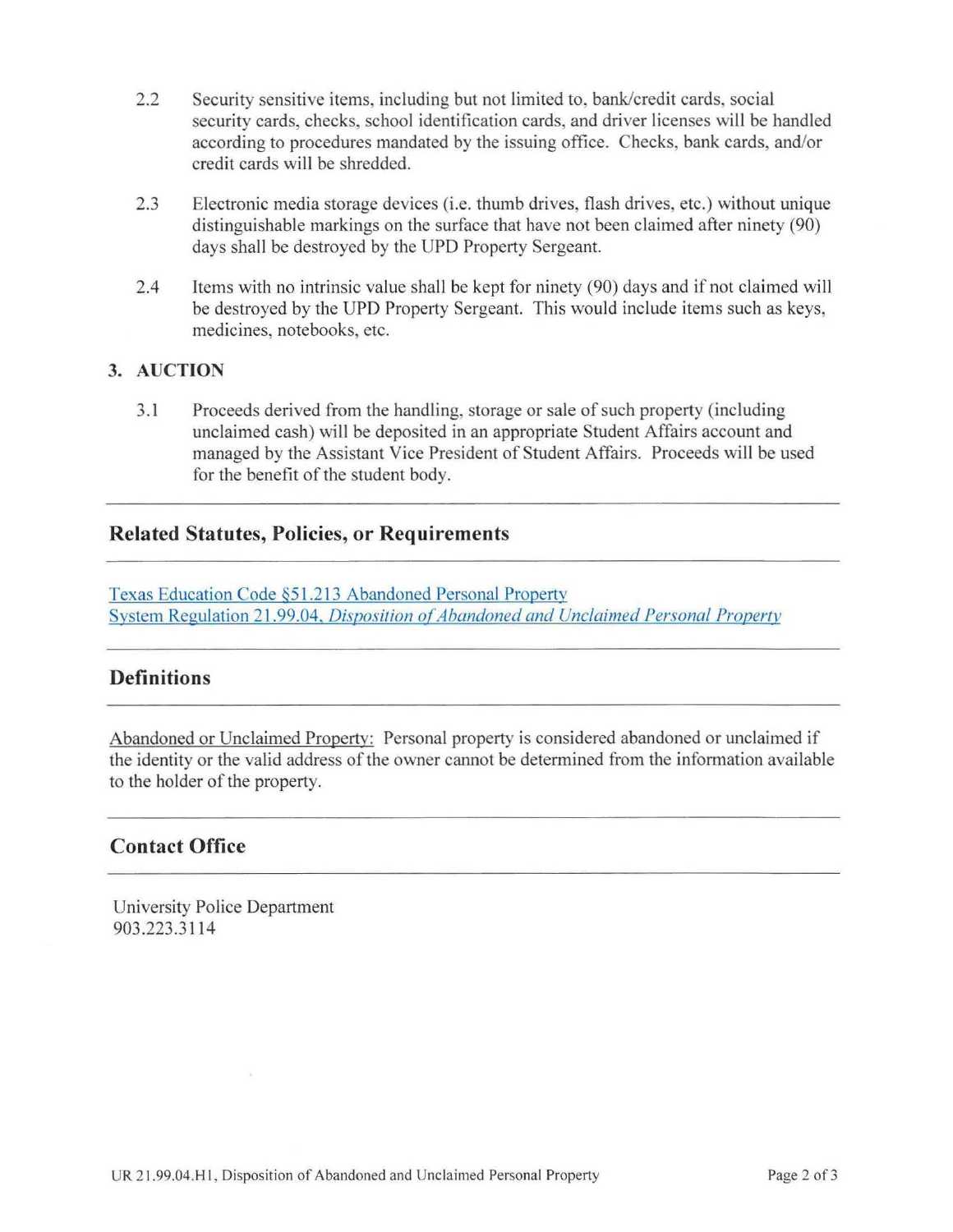2.2 Security sensitive items, including but not limited to, bank/credit cards, social security cards, checks, school identification cards, and driver licenses will be handled according to procedures mandated by the issuing office. Checks, bank cards, and/or credit cards will be shredded.

2.3 Electronic media storage devices (i.e. thumb drives, flash drives, etc.) without unique distinguishable markings on the surface that have not been claimed after ninety (90) days shall be destroyed by the UPD Property Sergeant.

2.4 Items with no intrinsic value shall be kept for ninety (90) days and if not claimed will be destroyed by the UPD Property Sergeant. This would include items such as keys, medicines, notebooks, etc.

### 3. AUCTION

3.1 Proceeds derived from the handling, storage or sale of such property (including unclaimed cash) will be deposited in an appropriate Student Affairs account and managed by the Assistant Vice President of Student Affairs. Proceeds will be used for the benefit of the student body.

---

## Related Statutes, Policies, or Requirements

---

Texas Education Code §51.213 Abandoned Personal Property
System Regulation 21.99.04, *Disposition of Abandoned and Unclaimed Personal Property*

---

## Definitions

---

Abandoned or Unclaimed Property: Personal property is considered abandoned or unclaimed if the identity or the valid address of the owner cannot be determined from the information available to the holder of the property.

---

## Contact Office

---

University Police Department
903.223.3114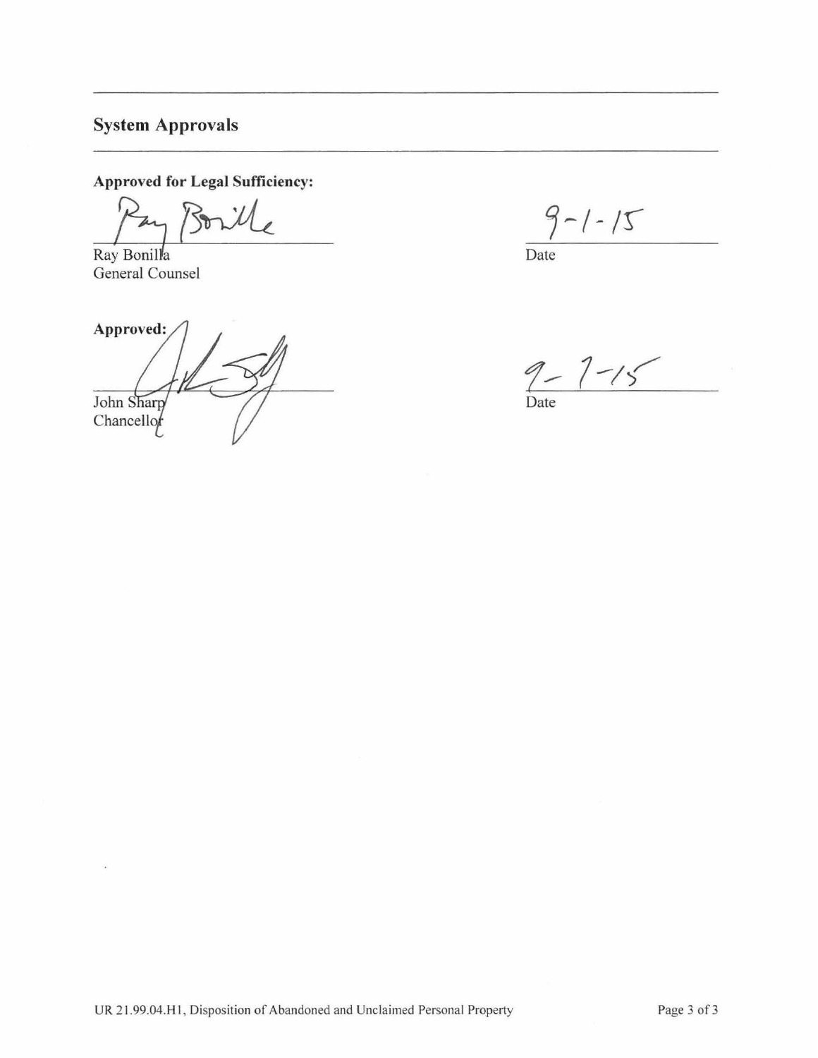## System Approvals

**Approved for Legal Sufficiency:**

Ray Bonilla
General Counsel

9-1-15
Date

**Approved:**

John Sharp
Chancellor

9-7-15
Date